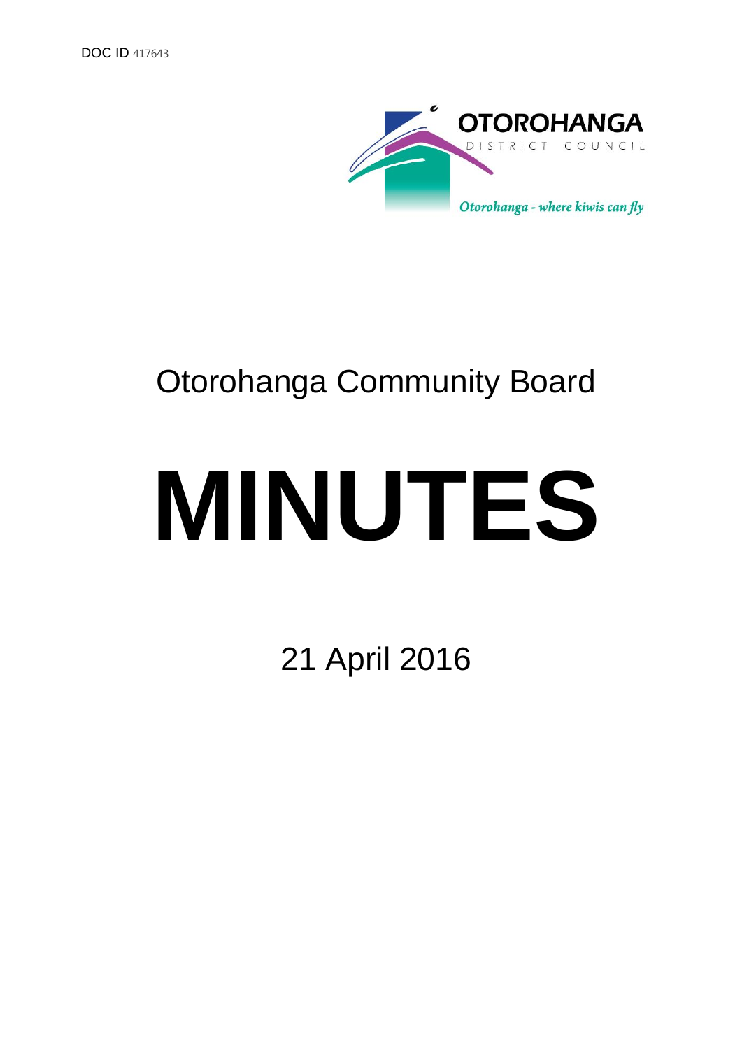DOC ID 417643

**OTOROHANGA**
DISTRICT COUNCIL
*Otorohanga - where kiwis can fly*

# Otorohanga Community Board

# MINUTES

21 April 2016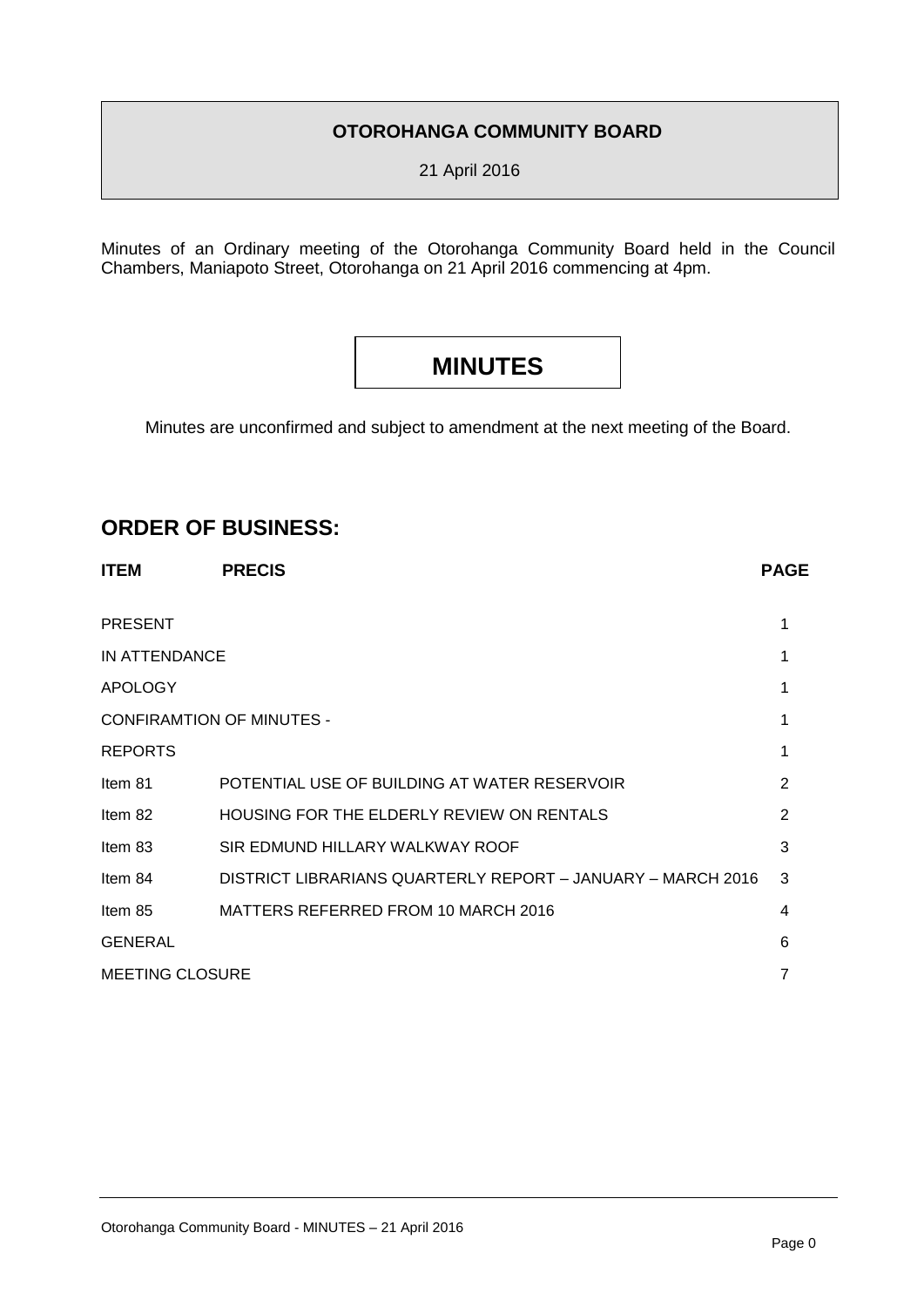**OTOROHANGA COMMUNITY BOARD**

21 April 2016

Minutes of an Ordinary meeting of the Otorohanga Community Board held in the Council Chambers, Maniapoto Street, Otorohanga on 21 April 2016 commencing at 4pm.

# MINUTES

Minutes are unconfirmed and subject to amendment at the next meeting of the Board.

## ORDER OF BUSINESS:

| ITEM | PRECIS | PAGE |
|---|---|---|
| PRESENT | | 1 |
| IN ATTENDANCE | | 1 |
| APOLOGY | | 1 |
| CONFIRAMTION OF MINUTES - | | 1 |
| REPORTS | | 1 |
| Item 81 | POTENTIAL USE OF BUILDING AT WATER RESERVOIR | 2 |
| Item 82 | HOUSING FOR THE ELDERLY REVIEW ON RENTALS | 2 |
| Item 83 | SIR EDMUND HILLARY WALKWAY ROOF | 3 |
| Item 84 | DISTRICT LIBRARIANS QUARTERLY REPORT – JANUARY – MARCH 2016 | 3 |
| Item 85 | MATTERS REFERRED FROM 10 MARCH 2016 | 4 |
| GENERAL | | 6 |
| MEETING CLOSURE | | 7 |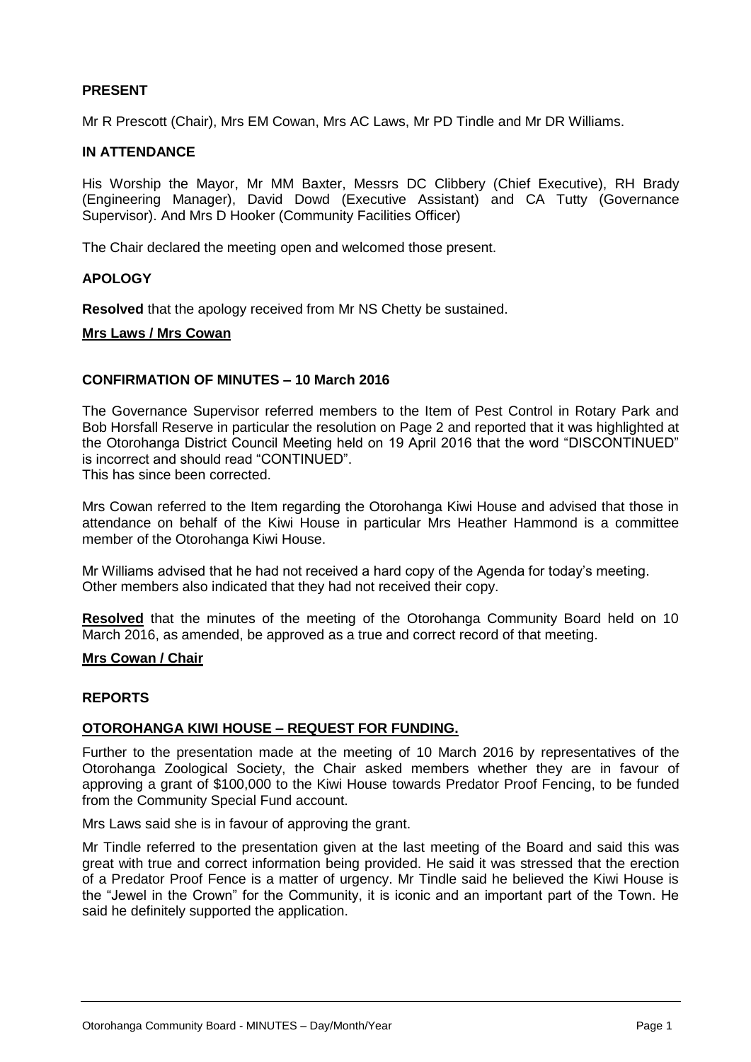**PRESENT**

Mr R Prescott (Chair), Mrs EM Cowan, Mrs AC Laws, Mr PD Tindle and Mr DR Williams.

**IN ATTENDANCE**

His Worship the Mayor, Mr MM Baxter, Messrs DC Clibbery (Chief Executive), RH Brady (Engineering Manager), David Dowd (Executive Assistant) and CA Tutty (Governance Supervisor). And Mrs D Hooker (Community Facilities Officer)

The Chair declared the meeting open and welcomed those present.

**APOLOGY**

**Resolved** that the apology received from Mr NS Chetty be sustained.

**Mrs Laws / Mrs Cowan**

**CONFIRMATION OF MINUTES – 10 March 2016**

The Governance Supervisor referred members to the Item of Pest Control in Rotary Park and Bob Horsfall Reserve in particular the resolution on Page 2 and reported that it was highlighted at the Otorohanga District Council Meeting held on 19 April 2016 that the word "DISCONTINUED" is incorrect and should read "CONTINUED".
This has since been corrected.

Mrs Cowan referred to the Item regarding the Otorohanga Kiwi House and advised that those in attendance on behalf of the Kiwi House in particular Mrs Heather Hammond is a committee member of the Otorohanga Kiwi House.

Mr Williams advised that he had not received a hard copy of the Agenda for today's meeting.
Other members also indicated that they had not received their copy.

**Resolved** that the minutes of the meeting of the Otorohanga Community Board held on 10 March 2016, as amended, be approved as a true and correct record of that meeting.

**Mrs Cowan / Chair**

**REPORTS**

**OTOROHANGA KIWI HOUSE – REQUEST FOR FUNDING.**

Further to the presentation made at the meeting of 10 March 2016 by representatives of the Otorohanga Zoological Society, the Chair asked members whether they are in favour of approving a grant of $100,000 to the Kiwi House towards Predator Proof Fencing, to be funded from the Community Special Fund account.

Mrs Laws said she is in favour of approving the grant.

Mr Tindle referred to the presentation given at the last meeting of the Board and said this was great with true and correct information being provided. He said it was stressed that the erection of a Predator Proof Fence is a matter of urgency. Mr Tindle said he believed the Kiwi House is the "Jewel in the Crown" for the Community, it is iconic and an important part of the Town. He said he definitely supported the application.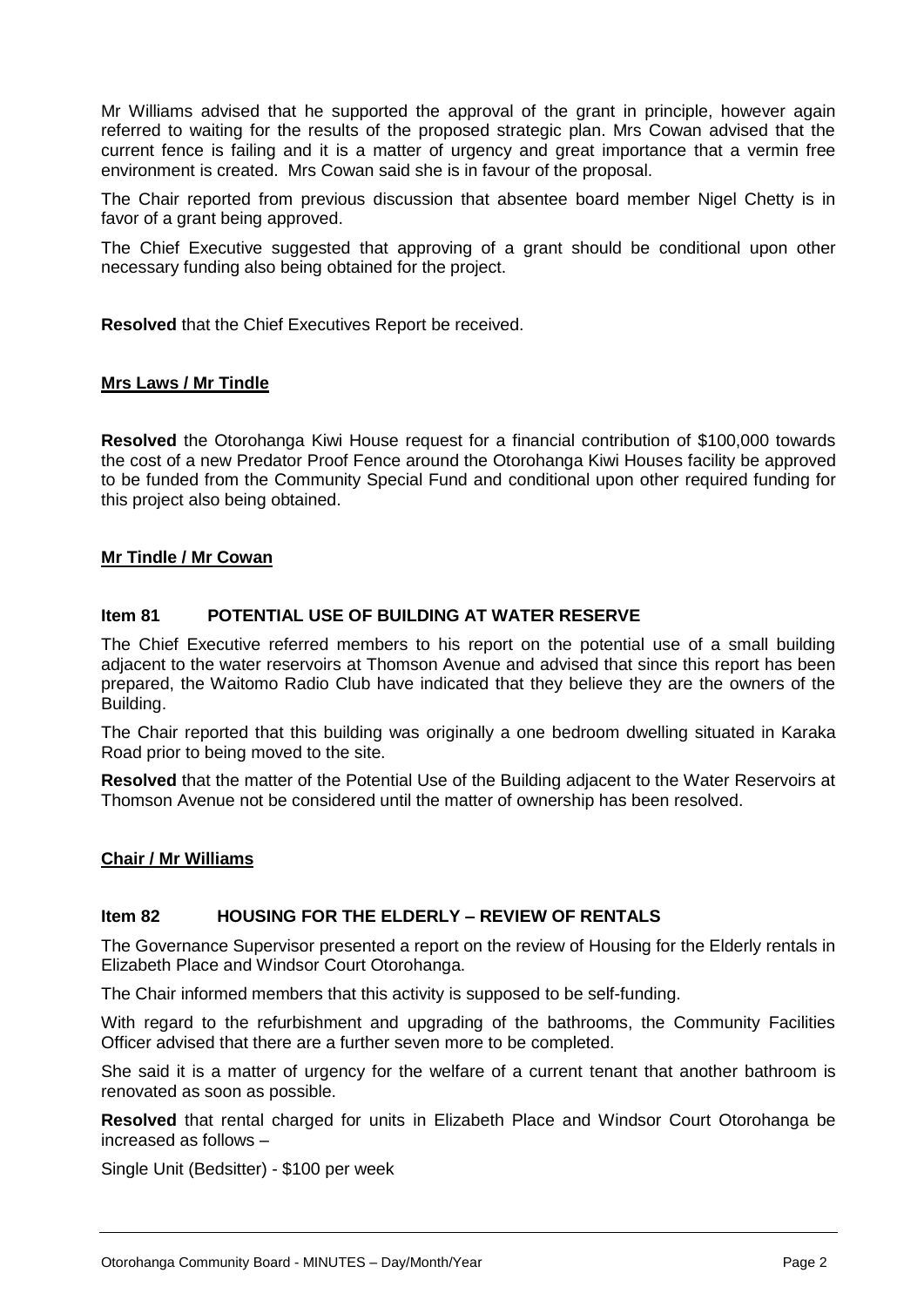Mr Williams advised that he supported the approval of the grant in principle, however again referred to waiting for the results of the proposed strategic plan. Mrs Cowan advised that the current fence is failing and it is a matter of urgency and great importance that a vermin free environment is created. Mrs Cowan said she is in favour of the proposal.

The Chair reported from previous discussion that absentee board member Nigel Chetty is in favor of a grant being approved.

The Chief Executive suggested that approving of a grant should be conditional upon other necessary funding also being obtained for the project.

**Resolved** that the Chief Executives Report be received.

**Mrs Laws / Mr Tindle**

**Resolved** the Otorohanga Kiwi House request for a financial contribution of $100,000 towards the cost of a new Predator Proof Fence around the Otorohanga Kiwi Houses facility be approved to be funded from the Community Special Fund and conditional upon other required funding for this project also being obtained.

**Mr Tindle / Mr Cowan**

### Item 81 POTENTIAL USE OF BUILDING AT WATER RESERVE

The Chief Executive referred members to his report on the potential use of a small building adjacent to the water reservoirs at Thomson Avenue and advised that since this report has been prepared, the Waitomo Radio Club have indicated that they believe they are the owners of the Building.

The Chair reported that this building was originally a one bedroom dwelling situated in Karaka Road prior to being moved to the site.

**Resolved** that the matter of the Potential Use of the Building adjacent to the Water Reservoirs at Thomson Avenue not be considered until the matter of ownership has been resolved.

**Chair / Mr Williams**

### Item 82 HOUSING FOR THE ELDERLY – REVIEW OF RENTALS

The Governance Supervisor presented a report on the review of Housing for the Elderly rentals in Elizabeth Place and Windsor Court Otorohanga.

The Chair informed members that this activity is supposed to be self-funding.

With regard to the refurbishment and upgrading of the bathrooms, the Community Facilities Officer advised that there are a further seven more to be completed.

She said it is a matter of urgency for the welfare of a current tenant that another bathroom is renovated as soon as possible.

**Resolved** that rental charged for units in Elizabeth Place and Windsor Court Otorohanga be increased as follows –

Single Unit (Bedsitter) - $100 per week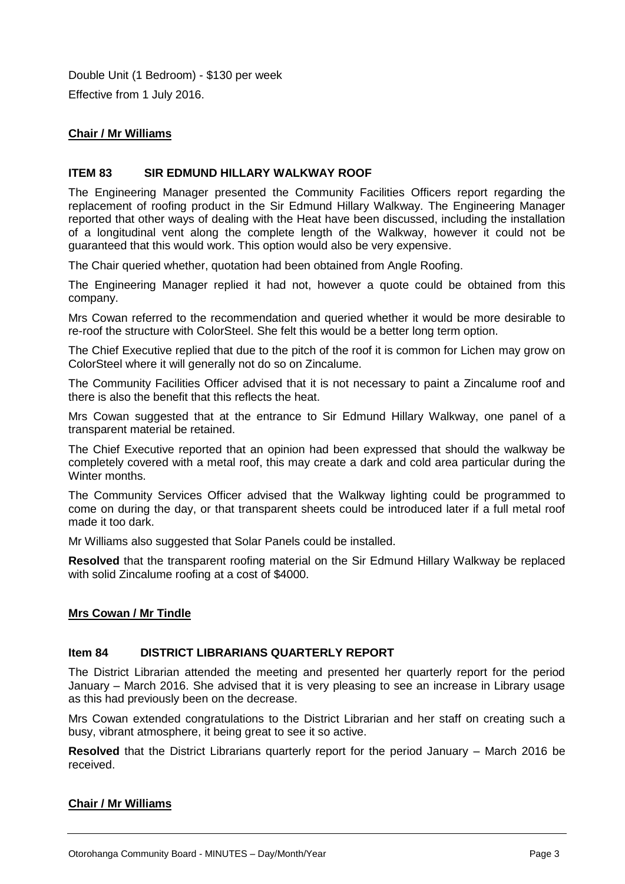Double Unit (1 Bedroom) - $130 per week

Effective from 1 July 2016.

**Chair / Mr Williams**

### ITEM 83 SIR EDMUND HILLARY WALKWAY ROOF

The Engineering Manager presented the Community Facilities Officers report regarding the replacement of roofing product in the Sir Edmund Hillary Walkway. The Engineering Manager reported that other ways of dealing with the Heat have been discussed, including the installation of a longitudinal vent along the complete length of the Walkway, however it could not be guaranteed that this would work. This option would also be very expensive.

The Chair queried whether, quotation had been obtained from Angle Roofing.

The Engineering Manager replied it had not, however a quote could be obtained from this company.

Mrs Cowan referred to the recommendation and queried whether it would be more desirable to re-roof the structure with ColorSteel. She felt this would be a better long term option.

The Chief Executive replied that due to the pitch of the roof it is common for Lichen may grow on ColorSteel where it will generally not do so on Zincalume.

The Community Facilities Officer advised that it is not necessary to paint a Zincalume roof and there is also the benefit that this reflects the heat.

Mrs Cowan suggested that at the entrance to Sir Edmund Hillary Walkway, one panel of a transparent material be retained.

The Chief Executive reported that an opinion had been expressed that should the walkway be completely covered with a metal roof, this may create a dark and cold area particular during the Winter months.

The Community Services Officer advised that the Walkway lighting could be programmed to come on during the day, or that transparent sheets could be introduced later if a full metal roof made it too dark.

Mr Williams also suggested that Solar Panels could be installed.

**Resolved** that the transparent roofing material on the Sir Edmund Hillary Walkway be replaced with solid Zincalume roofing at a cost of $4000.

**Mrs Cowan / Mr Tindle**

### Item 84 DISTRICT LIBRARIANS QUARTERLY REPORT

The District Librarian attended the meeting and presented her quarterly report for the period January – March 2016. She advised that it is very pleasing to see an increase in Library usage as this had previously been on the decrease.

Mrs Cowan extended congratulations to the District Librarian and her staff on creating such a busy, vibrant atmosphere, it being great to see it so active.

**Resolved** that the District Librarians quarterly report for the period January – March 2016 be received.

**Chair / Mr Williams**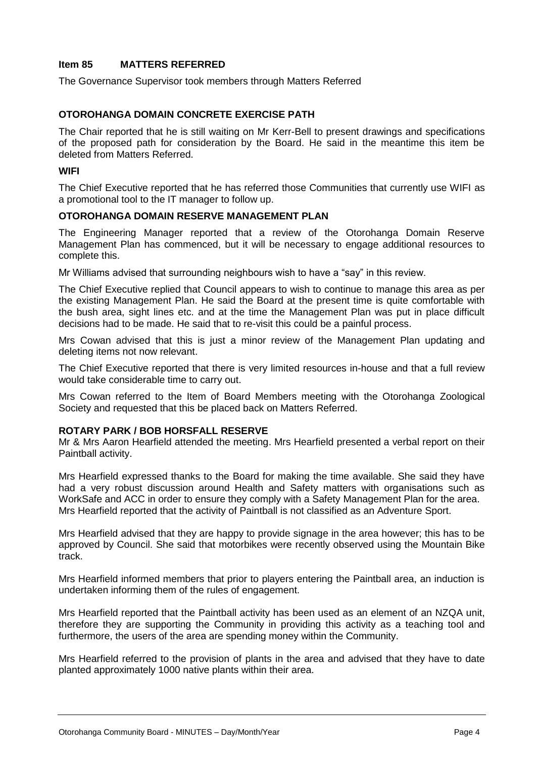### Item 85 MATTERS REFERRED

The Governance Supervisor took members through Matters Referred

**OTOROHANGA DOMAIN CONCRETE EXERCISE PATH**

The Chair reported that he is still waiting on Mr Kerr-Bell to present drawings and specifications of the proposed path for consideration by the Board. He said in the meantime this item be deleted from Matters Referred.

**WIFI**

The Chief Executive reported that he has referred those Communities that currently use WIFI as a promotional tool to the IT manager to follow up.

**OTOROHANGA DOMAIN RESERVE MANAGEMENT PLAN**

The Engineering Manager reported that a review of the Otorohanga Domain Reserve Management Plan has commenced, but it will be necessary to engage additional resources to complete this.

Mr Williams advised that surrounding neighbours wish to have a "say" in this review.

The Chief Executive replied that Council appears to wish to continue to manage this area as per the existing Management Plan. He said the Board at the present time is quite comfortable with the bush area, sight lines etc. and at the time the Management Plan was put in place difficult decisions had to be made. He said that to re-visit this could be a painful process.

Mrs Cowan advised that this is just a minor review of the Management Plan updating and deleting items not now relevant.

The Chief Executive reported that there is very limited resources in-house and that a full review would take considerable time to carry out.

Mrs Cowan referred to the Item of Board Members meeting with the Otorohanga Zoological Society and requested that this be placed back on Matters Referred.

**ROTARY PARK / BOB HORSFALL RESERVE**

Mr & Mrs Aaron Hearfield attended the meeting. Mrs Hearfield presented a verbal report on their Paintball activity.

Mrs Hearfield expressed thanks to the Board for making the time available. She said they have had a very robust discussion around Health and Safety matters with organisations such as WorkSafe and ACC in order to ensure they comply with a Safety Management Plan for the area. Mrs Hearfield reported that the activity of Paintball is not classified as an Adventure Sport.

Mrs Hearfield advised that they are happy to provide signage in the area however; this has to be approved by Council. She said that motorbikes were recently observed using the Mountain Bike track.

Mrs Hearfield informed members that prior to players entering the Paintball area, an induction is undertaken informing them of the rules of engagement.

Mrs Hearfield reported that the Paintball activity has been used as an element of an NZQA unit, therefore they are supporting the Community in providing this activity as a teaching tool and furthermore, the users of the area are spending money within the Community.

Mrs Hearfield referred to the provision of plants in the area and advised that they have to date planted approximately 1000 native plants within their area.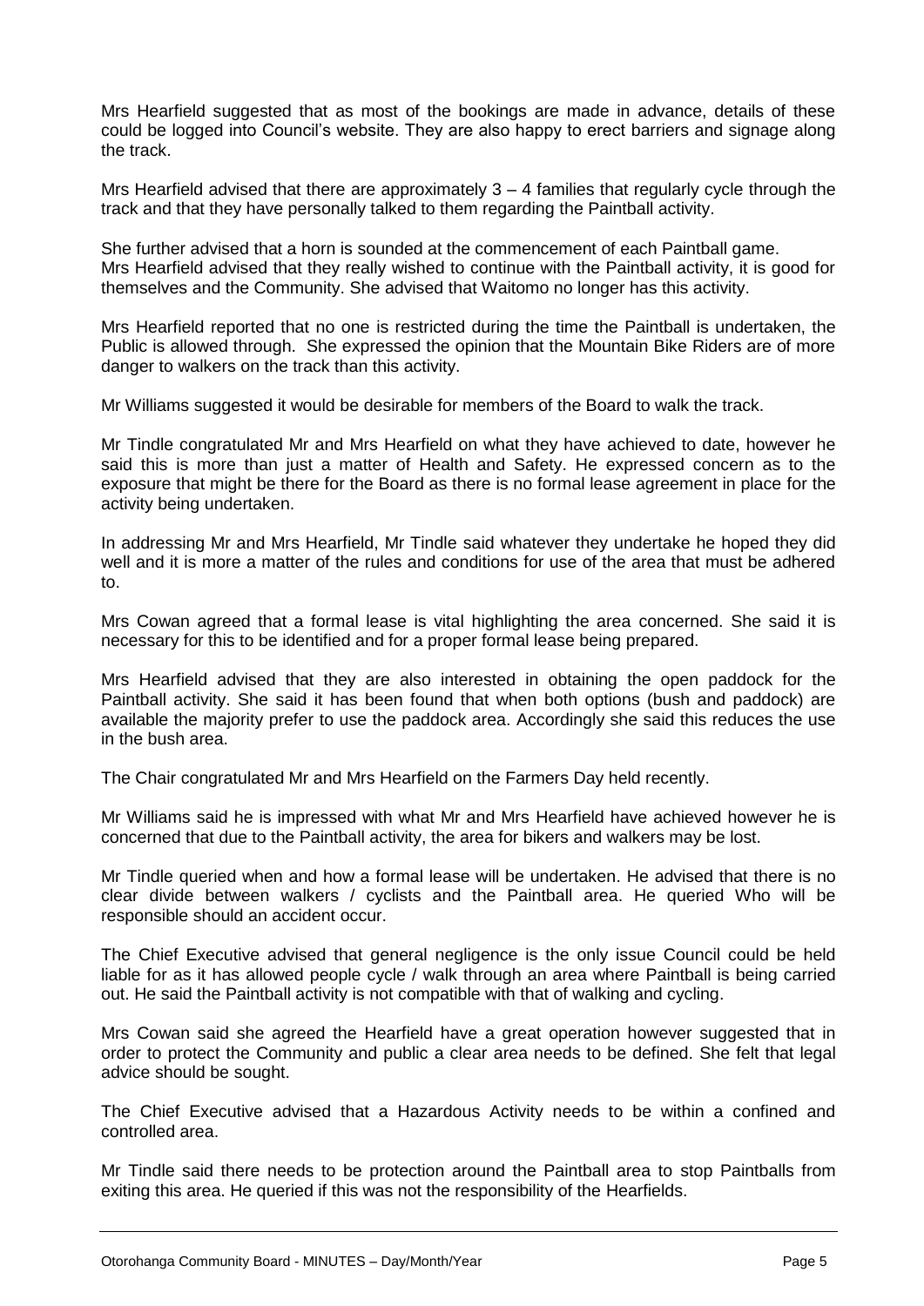Mrs Hearfield suggested that as most of the bookings are made in advance, details of these could be logged into Council's website. They are also happy to erect barriers and signage along the track.

Mrs Hearfield advised that there are approximately 3 – 4 families that regularly cycle through the track and that they have personally talked to them regarding the Paintball activity.

She further advised that a horn is sounded at the commencement of each Paintball game. Mrs Hearfield advised that they really wished to continue with the Paintball activity, it is good for themselves and the Community. She advised that Waitomo no longer has this activity.

Mrs Hearfield reported that no one is restricted during the time the Paintball is undertaken, the Public is allowed through. She expressed the opinion that the Mountain Bike Riders are of more danger to walkers on the track than this activity.

Mr Williams suggested it would be desirable for members of the Board to walk the track.

Mr Tindle congratulated Mr and Mrs Hearfield on what they have achieved to date, however he said this is more than just a matter of Health and Safety. He expressed concern as to the exposure that might be there for the Board as there is no formal lease agreement in place for the activity being undertaken.

In addressing Mr and Mrs Hearfield, Mr Tindle said whatever they undertake he hoped they did well and it is more a matter of the rules and conditions for use of the area that must be adhered to.

Mrs Cowan agreed that a formal lease is vital highlighting the area concerned. She said it is necessary for this to be identified and for a proper formal lease being prepared.

Mrs Hearfield advised that they are also interested in obtaining the open paddock for the Paintball activity. She said it has been found that when both options (bush and paddock) are available the majority prefer to use the paddock area. Accordingly she said this reduces the use in the bush area.

The Chair congratulated Mr and Mrs Hearfield on the Farmers Day held recently.

Mr Williams said he is impressed with what Mr and Mrs Hearfield have achieved however he is concerned that due to the Paintball activity, the area for bikers and walkers may be lost.

Mr Tindle queried when and how a formal lease will be undertaken. He advised that there is no clear divide between walkers / cyclists and the Paintball area. He queried Who will be responsible should an accident occur.

The Chief Executive advised that general negligence is the only issue Council could be held liable for as it has allowed people cycle / walk through an area where Paintball is being carried out. He said the Paintball activity is not compatible with that of walking and cycling.

Mrs Cowan said she agreed the Hearfield have a great operation however suggested that in order to protect the Community and public a clear area needs to be defined. She felt that legal advice should be sought.

The Chief Executive advised that a Hazardous Activity needs to be within a confined and controlled area.

Mr Tindle said there needs to be protection around the Paintball area to stop Paintballs from exiting this area. He queried if this was not the responsibility of the Hearfields.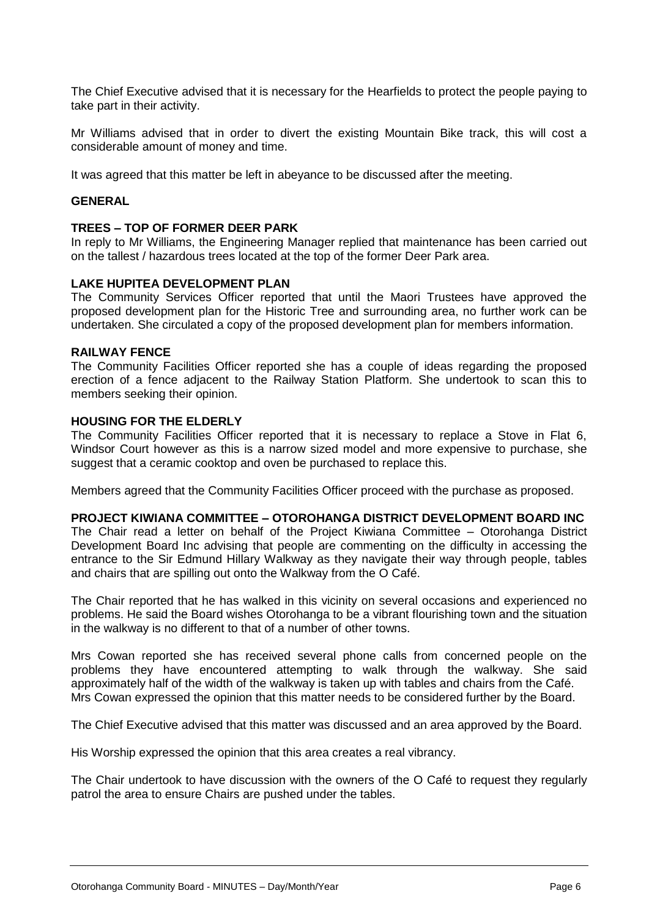The Chief Executive advised that it is necessary for the Hearfields to protect the people paying to take part in their activity.

Mr Williams advised that in order to divert the existing Mountain Bike track, this will cost a considerable amount of money and time.

It was agreed that this matter be left in abeyance to be discussed after the meeting.

**GENERAL**

**TREES – TOP OF FORMER DEER PARK**
In reply to Mr Williams, the Engineering Manager replied that maintenance has been carried out on the tallest / hazardous trees located at the top of the former Deer Park area.

**LAKE HUPITEA DEVELOPMENT PLAN**
The Community Services Officer reported that until the Maori Trustees have approved the proposed development plan for the Historic Tree and surrounding area, no further work can be undertaken. She circulated a copy of the proposed development plan for members information.

**RAILWAY FENCE**
The Community Facilities Officer reported she has a couple of ideas regarding the proposed erection of a fence adjacent to the Railway Station Platform. She undertook to scan this to members seeking their opinion.

**HOUSING FOR THE ELDERLY**
The Community Facilities Officer reported that it is necessary to replace a Stove in Flat 6, Windsor Court however as this is a narrow sized model and more expensive to purchase, she suggest that a ceramic cooktop and oven be purchased to replace this.

Members agreed that the Community Facilities Officer proceed with the purchase as proposed.

**PROJECT KIWIANA COMMITTEE – OTOROHANGA DISTRICT DEVELOPMENT BOARD INC**
The Chair read a letter on behalf of the Project Kiwiana Committee – Otorohanga District Development Board Inc advising that people are commenting on the difficulty in accessing the entrance to the Sir Edmund Hillary Walkway as they navigate their way through people, tables and chairs that are spilling out onto the Walkway from the O Café.

The Chair reported that he has walked in this vicinity on several occasions and experienced no problems. He said the Board wishes Otorohanga to be a vibrant flourishing town and the situation in the walkway is no different to that of a number of other towns.

Mrs Cowan reported she has received several phone calls from concerned people on the problems they have encountered attempting to walk through the walkway. She said approximately half of the width of the walkway is taken up with tables and chairs from the Café. Mrs Cowan expressed the opinion that this matter needs to be considered further by the Board.

The Chief Executive advised that this matter was discussed and an area approved by the Board.

His Worship expressed the opinion that this area creates a real vibrancy.

The Chair undertook to have discussion with the owners of the O Café to request they regularly patrol the area to ensure Chairs are pushed under the tables.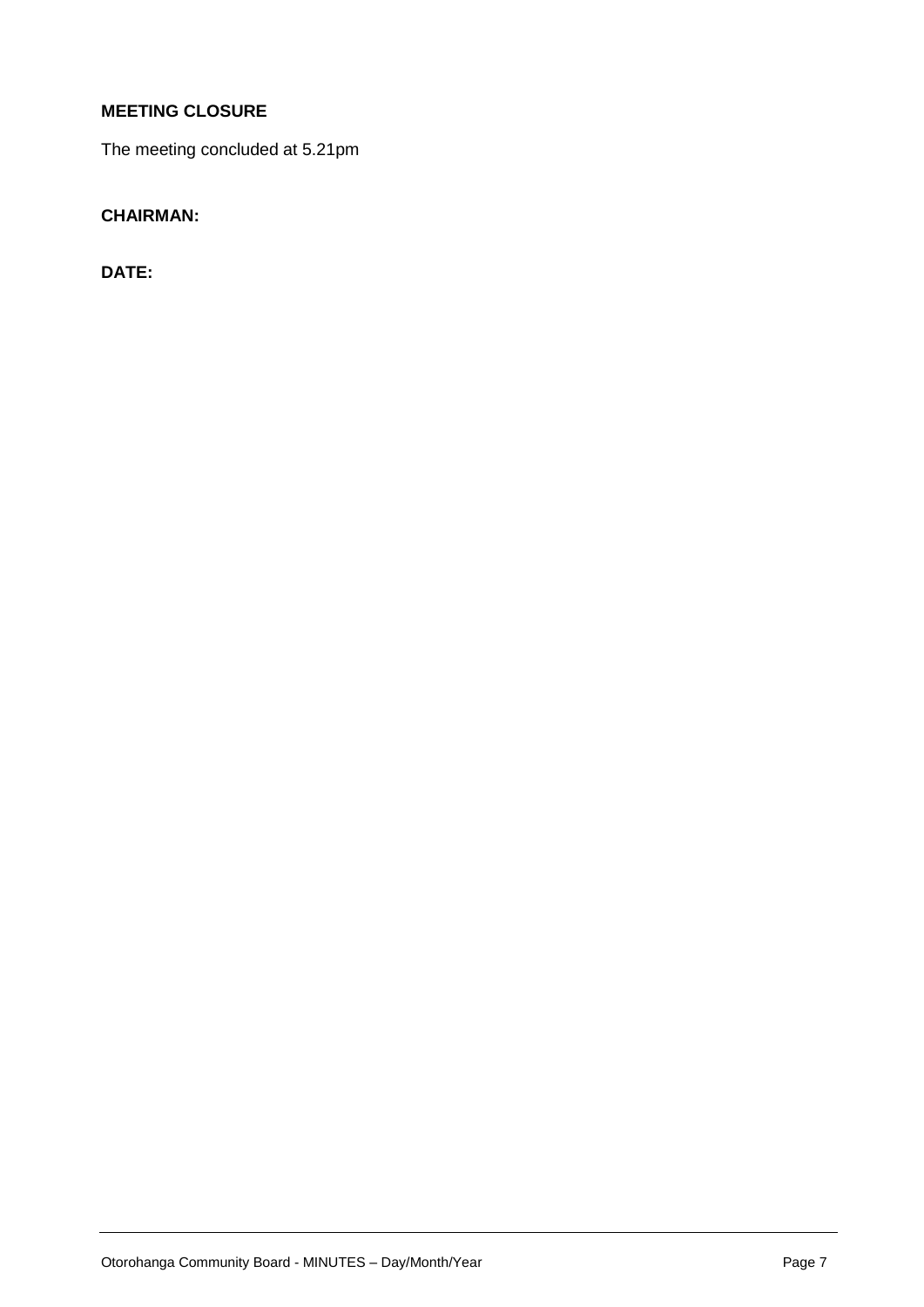**MEETING CLOSURE**

The meeting concluded at 5.21pm

**CHAIRMAN:**

**DATE:**